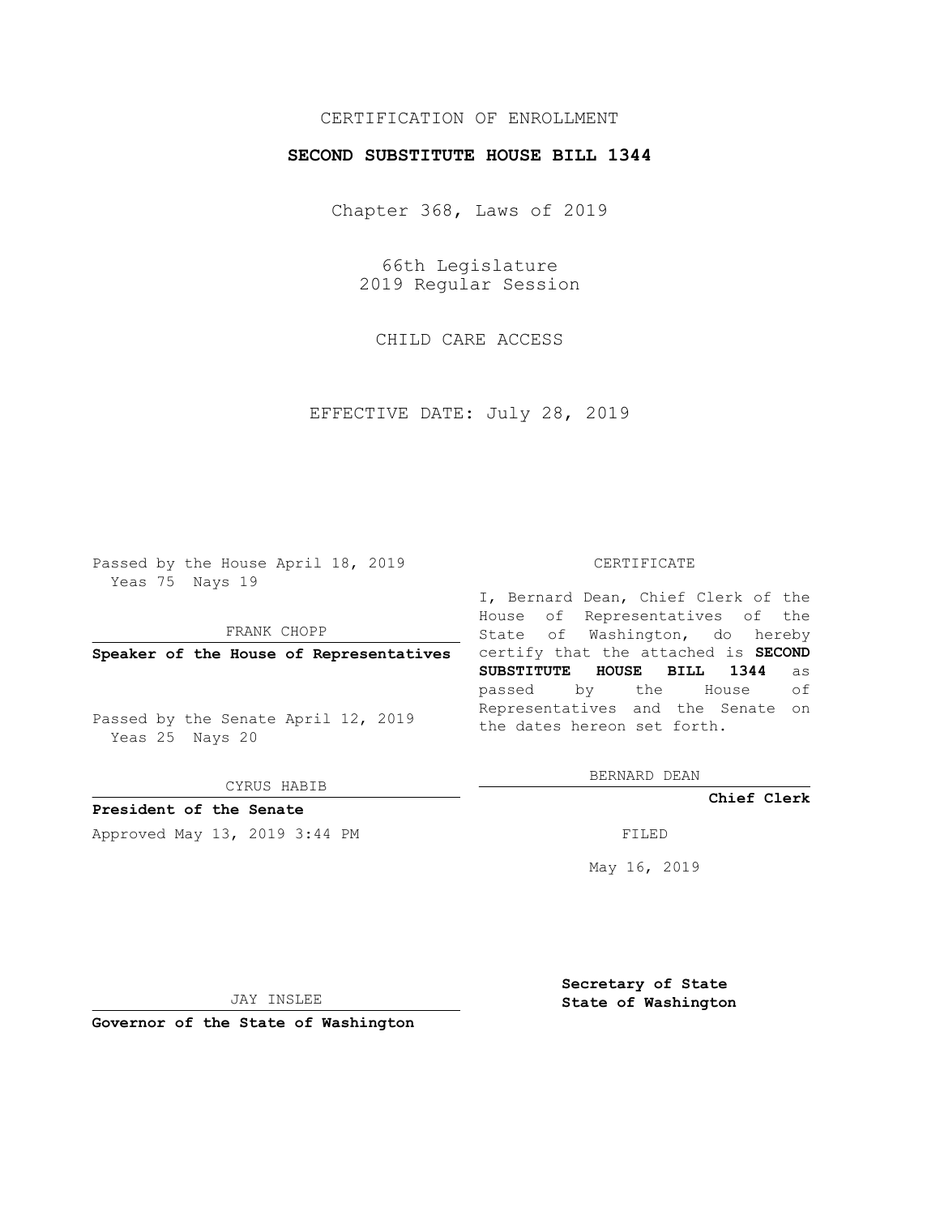CERTIFICATION OF ENROLLMENT

**SECOND SUBSTITUTE HOUSE BILL 1344**

Chapter 368, Laws of 2019

66th Legislature
2019 Regular Session

CHILD CARE ACCESS

EFFECTIVE DATE: July 28, 2019

Passed by the House April 18, 2019
Yeas 75 Nays 19

FRANK CHOPP

**Speaker of the House of Representatives**

Passed by the Senate April 12, 2019
Yeas 25 Nays 20

CYRUS HABIB

**President of the Senate**

Approved May 13, 2019 3:44 PM

JAY INSLEE

**Governor of the State of Washington**

CERTIFICATE

I, Bernard Dean, Chief Clerk of the House of Representatives of the State of Washington, do hereby certify that the attached is **SECOND SUBSTITUTE HOUSE BILL 1344** as passed by the House of Representatives and the Senate on the dates hereon set forth.

BERNARD DEAN

**Chief Clerk**

FILED

May 16, 2019

**Secretary of State**
**State of Washington**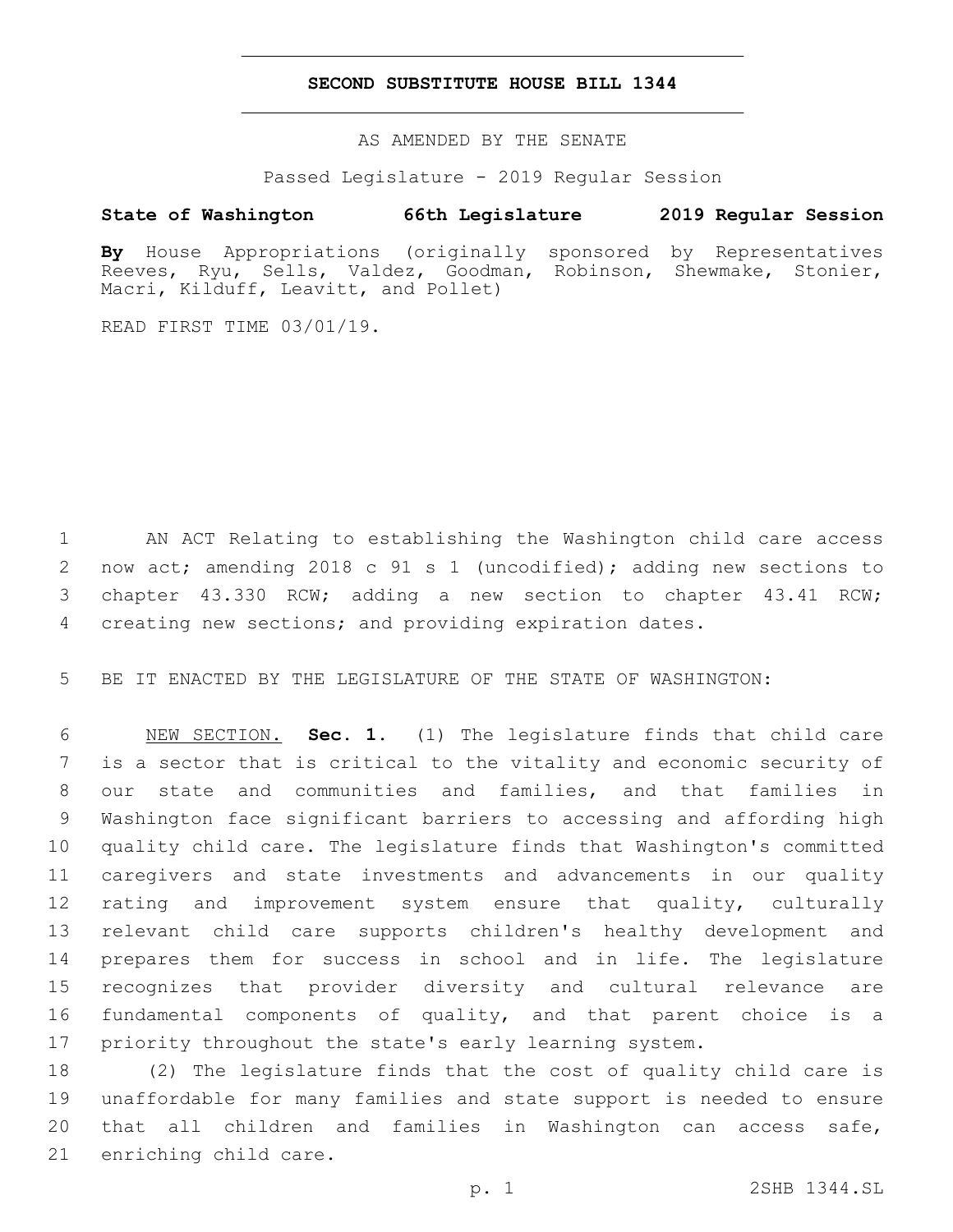# SECOND SUBSTITUTE HOUSE BILL 1344

AS AMENDED BY THE SENATE

Passed Legislature - 2019 Regular Session

**State of Washington 66th Legislature 2019 Regular Session**

**By** House Appropriations (originally sponsored by Representatives Reeves, Ryu, Sells, Valdez, Goodman, Robinson, Shewmake, Stonier, Macri, Kilduff, Leavitt, and Pollet)

READ FIRST TIME 03/01/19.

AN ACT Relating to establishing the Washington child care access now act; amending 2018 c 91 s 1 (uncodified); adding new sections to chapter 43.330 RCW; adding a new section to chapter 43.41 RCW; creating new sections; and providing expiration dates.

BE IT ENACTED BY THE LEGISLATURE OF THE STATE OF WASHINGTON:

NEW SECTION. **Sec. 1.** (1) The legislature finds that child care is a sector that is critical to the vitality and economic security of our state and communities and families, and that families in Washington face significant barriers to accessing and affording high quality child care. The legislature finds that Washington's committed caregivers and state investments and advancements in our quality rating and improvement system ensure that quality, culturally relevant child care supports children's healthy development and prepares them for success in school and in life. The legislature recognizes that provider diversity and cultural relevance are fundamental components of quality, and that parent choice is a priority throughout the state's early learning system.

(2) The legislature finds that the cost of quality child care is unaffordable for many families and state support is needed to ensure that all children and families in Washington can access safe, enriching child care.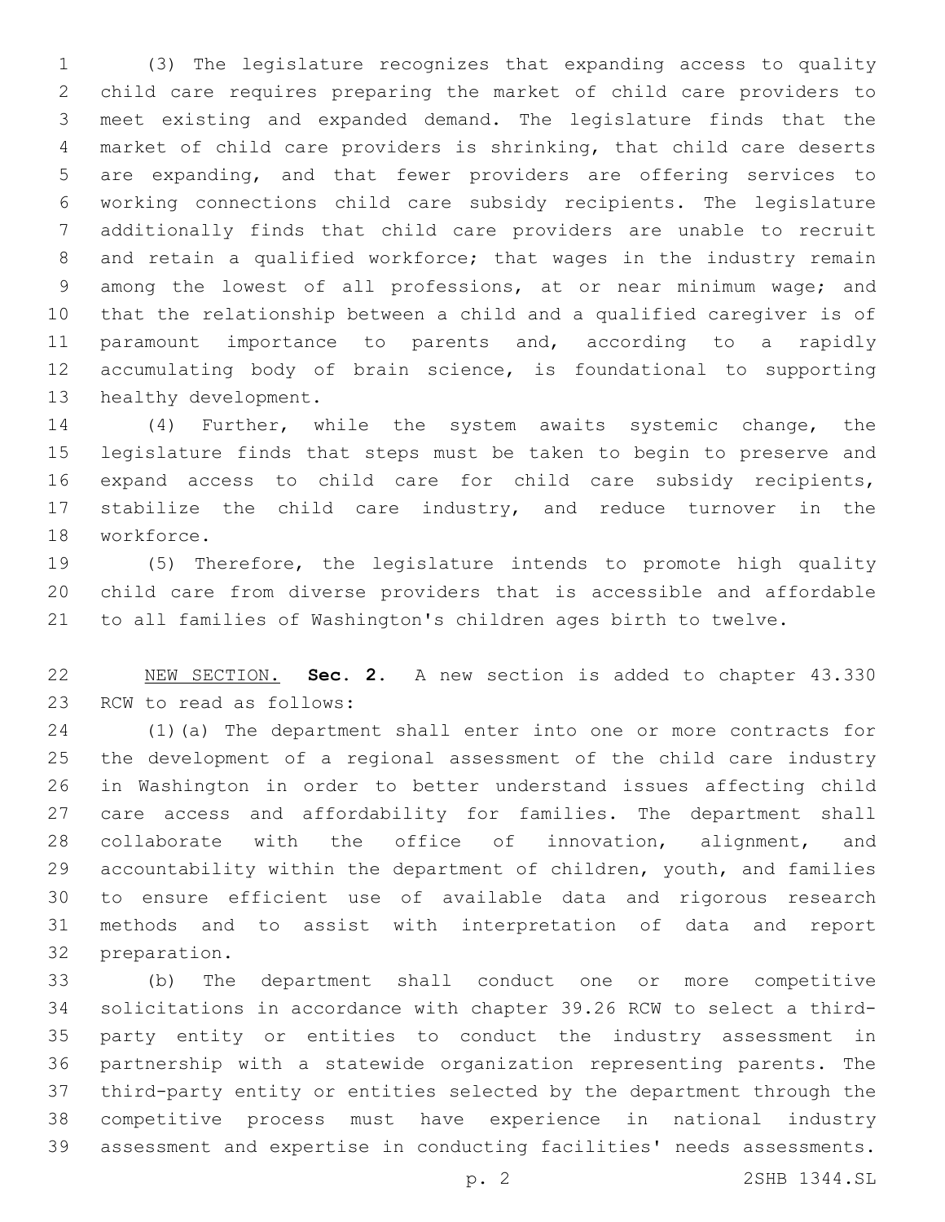(3) The legislature recognizes that expanding access to quality child care requires preparing the market of child care providers to meet existing and expanded demand. The legislature finds that the market of child care providers is shrinking, that child care deserts are expanding, and that fewer providers are offering services to working connections child care subsidy recipients. The legislature additionally finds that child care providers are unable to recruit and retain a qualified workforce; that wages in the industry remain among the lowest of all professions, at or near minimum wage; and that the relationship between a child and a qualified caregiver is of paramount importance to parents and, according to a rapidly accumulating body of brain science, is foundational to supporting healthy development.

(4) Further, while the system awaits systemic change, the legislature finds that steps must be taken to begin to preserve and expand access to child care for child care subsidy recipients, stabilize the child care industry, and reduce turnover in the workforce.

(5) Therefore, the legislature intends to promote high quality child care from diverse providers that is accessible and affordable to all families of Washington's children ages birth to twelve.

NEW SECTION. **Sec. 2.** A new section is added to chapter 43.330 RCW to read as follows:

(1)(a) The department shall enter into one or more contracts for the development of a regional assessment of the child care industry in Washington in order to better understand issues affecting child care access and affordability for families. The department shall collaborate with the office of innovation, alignment, and accountability within the department of children, youth, and families to ensure efficient use of available data and rigorous research methods and to assist with interpretation of data and report preparation.

(b) The department shall conduct one or more competitive solicitations in accordance with chapter 39.26 RCW to select a third-party entity or entities to conduct the industry assessment in partnership with a statewide organization representing parents. The third-party entity or entities selected by the department through the competitive process must have experience in national industry assessment and expertise in conducting facilities' needs assessments.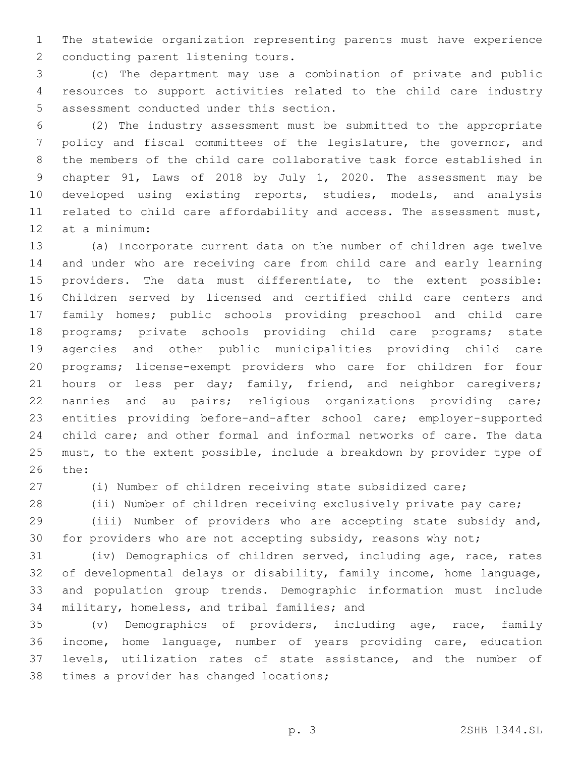The statewide organization representing parents must have experience conducting parent listening tours.

(c) The department may use a combination of private and public resources to support activities related to the child care industry assessment conducted under this section.

(2) The industry assessment must be submitted to the appropriate policy and fiscal committees of the legislature, the governor, and the members of the child care collaborative task force established in chapter 91, Laws of 2018 by July 1, 2020. The assessment may be developed using existing reports, studies, models, and analysis related to child care affordability and access. The assessment must, at a minimum:

(a) Incorporate current data on the number of children age twelve and under who are receiving care from child care and early learning providers. The data must differentiate, to the extent possible: Children served by licensed and certified child care centers and family homes; public schools providing preschool and child care programs; private schools providing child care programs; state agencies and other public municipalities providing child care programs; license-exempt providers who care for children for four hours or less per day; family, friend, and neighbor caregivers; nannies and au pairs; religious organizations providing care; entities providing before-and-after school care; employer-supported child care; and other formal and informal networks of care. The data must, to the extent possible, include a breakdown by provider type of the:

(i) Number of children receiving state subsidized care;

(ii) Number of children receiving exclusively private pay care;

(iii) Number of providers who are accepting state subsidy and, for providers who are not accepting subsidy, reasons why not;

(iv) Demographics of children served, including age, race, rates of developmental delays or disability, family income, home language, and population group trends. Demographic information must include military, homeless, and tribal families; and

(v) Demographics of providers, including age, race, family income, home language, number of years providing care, education levels, utilization rates of state assistance, and the number of times a provider has changed locations;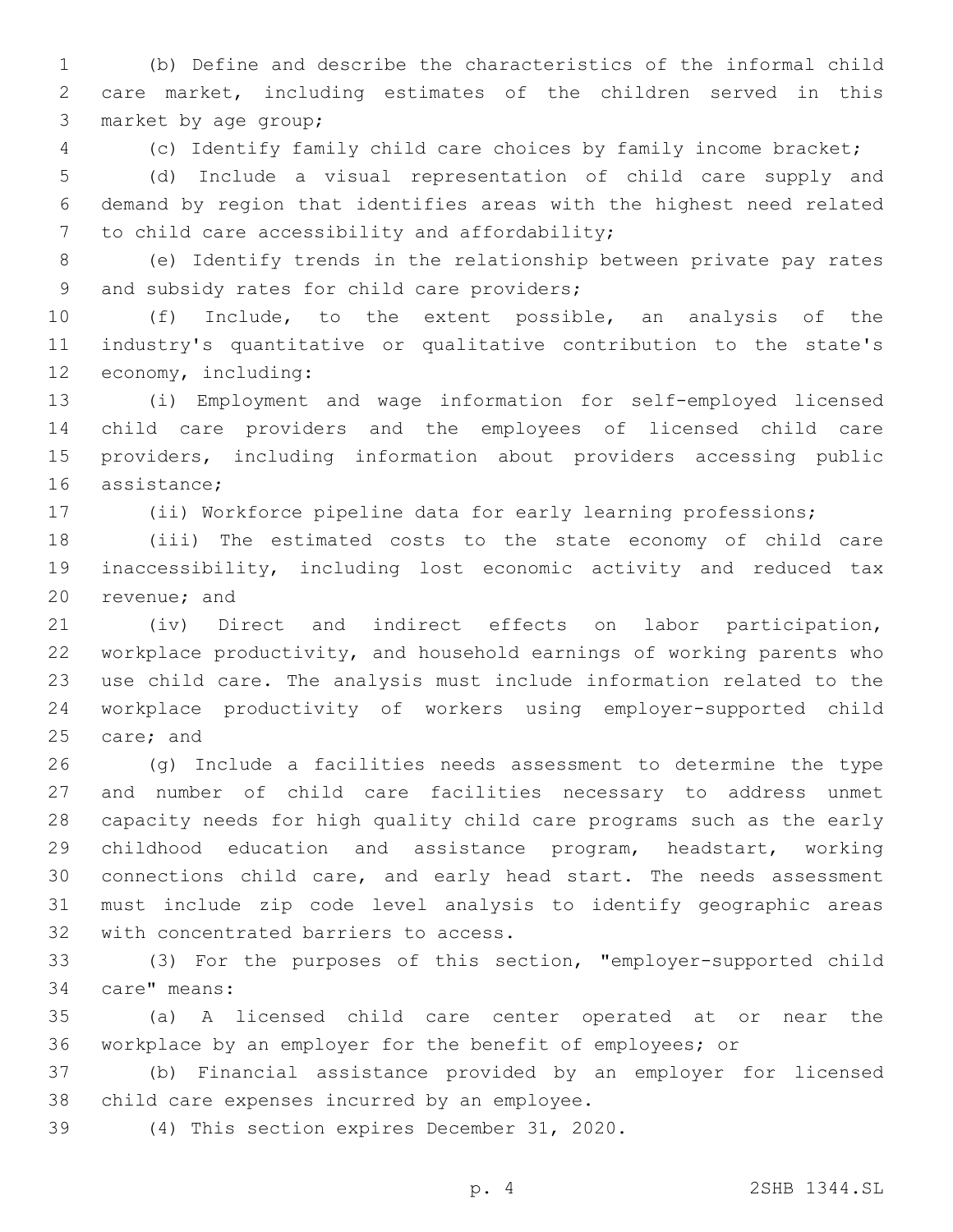(b) Define and describe the characteristics of the informal child care market, including estimates of the children served in this market by age group;

(c) Identify family child care choices by family income bracket;

(d) Include a visual representation of child care supply and demand by region that identifies areas with the highest need related to child care accessibility and affordability;

(e) Identify trends in the relationship between private pay rates and subsidy rates for child care providers;

(f) Include, to the extent possible, an analysis of the industry's quantitative or qualitative contribution to the state's economy, including:

(i) Employment and wage information for self-employed licensed child care providers and the employees of licensed child care providers, including information about providers accessing public assistance;

(ii) Workforce pipeline data for early learning professions;

(iii) The estimated costs to the state economy of child care inaccessibility, including lost economic activity and reduced tax revenue; and

(iv) Direct and indirect effects on labor participation, workplace productivity, and household earnings of working parents who use child care. The analysis must include information related to the workplace productivity of workers using employer-supported child care; and

(g) Include a facilities needs assessment to determine the type and number of child care facilities necessary to address unmet capacity needs for high quality child care programs such as the early childhood education and assistance program, headstart, working connections child care, and early head start. The needs assessment must include zip code level analysis to identify geographic areas with concentrated barriers to access.

(3) For the purposes of this section, "employer-supported child care" means:

(a) A licensed child care center operated at or near the workplace by an employer for the benefit of employees; or

(b) Financial assistance provided by an employer for licensed child care expenses incurred by an employee.

(4) This section expires December 31, 2020.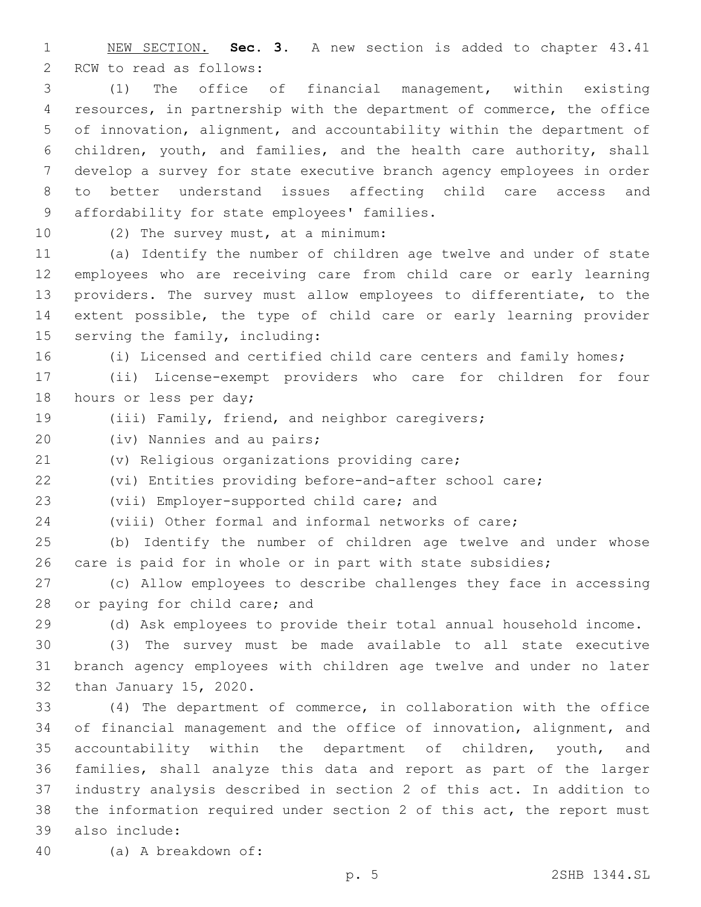NEW SECTION. **Sec. 3.** A new section is added to chapter 43.41 RCW to read as follows:

(1) The office of financial management, within existing resources, in partnership with the department of commerce, the office of innovation, alignment, and accountability within the department of children, youth, and families, and the health care authority, shall develop a survey for state executive branch agency employees in order to better understand issues affecting child care access and affordability for state employees' families.

(2) The survey must, at a minimum:

(a) Identify the number of children age twelve and under of state employees who are receiving care from child care or early learning providers. The survey must allow employees to differentiate, to the extent possible, the type of child care or early learning provider serving the family, including:

(i) Licensed and certified child care centers and family homes;

(ii) License-exempt providers who care for children for four hours or less per day;

(iii) Family, friend, and neighbor caregivers;

(iv) Nannies and au pairs;

(v) Religious organizations providing care;

(vi) Entities providing before-and-after school care;

(vii) Employer-supported child care; and

(viii) Other formal and informal networks of care;

(b) Identify the number of children age twelve and under whose care is paid for in whole or in part with state subsidies;

(c) Allow employees to describe challenges they face in accessing or paying for child care; and

(d) Ask employees to provide their total annual household income.

(3) The survey must be made available to all state executive branch agency employees with children age twelve and under no later than January 15, 2020.

(4) The department of commerce, in collaboration with the office of financial management and the office of innovation, alignment, and accountability within the department of children, youth, and families, shall analyze this data and report as part of the larger industry analysis described in section 2 of this act. In addition to the information required under section 2 of this act, the report must also include:

(a) A breakdown of: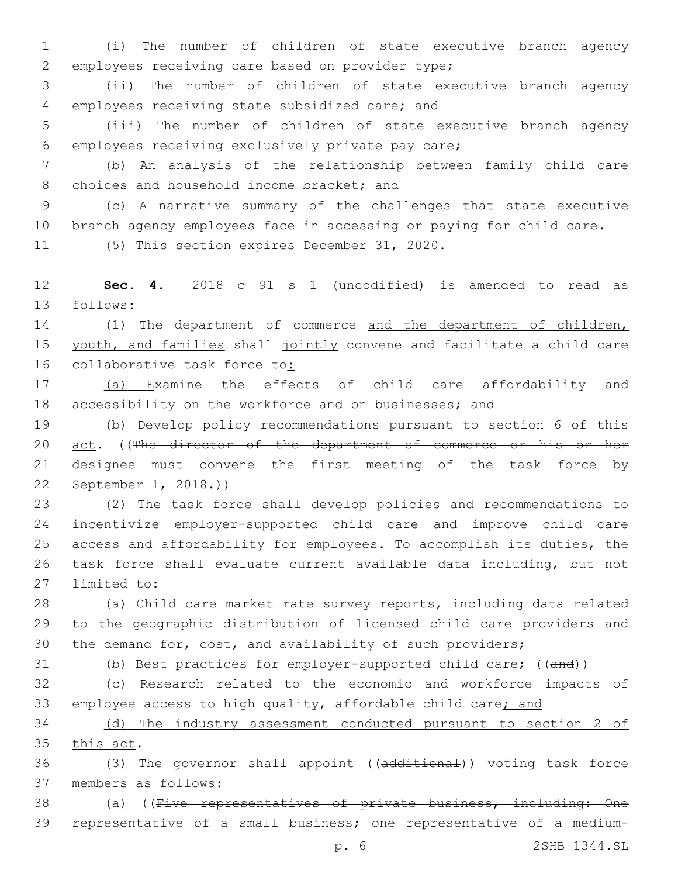(i) The number of children of state executive branch agency employees receiving care based on provider type;

(ii) The number of children of state executive branch agency employees receiving state subsidized care; and

(iii) The number of children of state executive branch agency employees receiving exclusively private pay care;

(b) An analysis of the relationship between family child care choices and household income bracket; and

(c) A narrative summary of the challenges that state executive branch agency employees face in accessing or paying for child care.

(5) This section expires December 31, 2020.

**Sec. 4.** 2018 c 91 s 1 (uncodified) is amended to read as follows:

(1) The department of commerce <u>and the department of children, youth, and families</u> shall <u>jointly</u> convene and facilitate a child care collaborative task force to<u>:</u>

<u>(a) E</u>xamine the effects of child care affordability and accessibility on the workforce and on businesses<u>; and</u>

<u>(b) Develop policy recommendations pursuant to section 6 of this act</u>. ((~~The director of the department of commerce or his or her designee must convene the first meeting of the task force by September 1, 2018.~~))

(2) The task force shall develop policies and recommendations to incentivize employer-supported child care and improve child care access and affordability for employees. To accomplish its duties, the task force shall evaluate current available data including, but not limited to:

(a) Child care market rate survey reports, including data related to the geographic distribution of licensed child care providers and the demand for, cost, and availability of such providers;

(b) Best practices for employer-supported child care; ((~~and~~))

(c) Research related to the economic and workforce impacts of employee access to high quality, affordable child care<u>; and</u>

<u>(d) The industry assessment conducted pursuant to section 2 of this act</u>.

(3) The governor shall appoint ((~~additional~~)) voting task force members as follows:

(a) ((~~Five representatives of private business, including: One representative of a small business; one representative of a medium-~~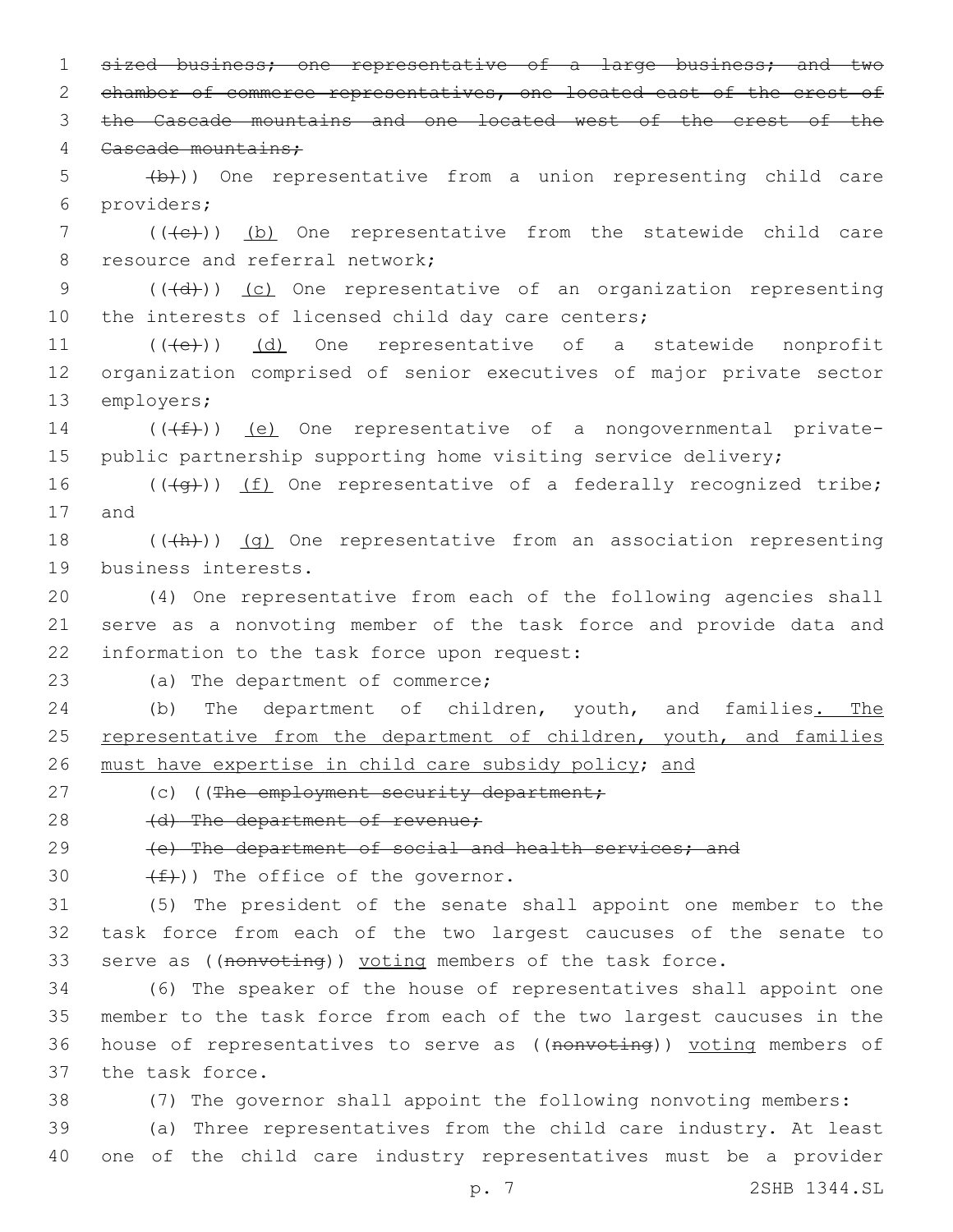~~sized business; one representative of a large business; and two chamber of commerce representatives, one located east of the crest of the Cascade mountains and one located west of the crest of the Cascade mountains;~~

~~(b)~~)) One representative from a union representing child care providers;

((~~(c)~~)) (b) One representative from the statewide child care resource and referral network;

((~~(d)~~)) (c) One representative of an organization representing the interests of licensed child day care centers;

((~~(e)~~)) (d) One representative of a statewide nonprofit organization comprised of senior executives of major private sector employers;

((~~(f)~~)) (e) One representative of a nongovernmental private-public partnership supporting home visiting service delivery;

((~~(g)~~)) (f) One representative of a federally recognized tribe; and

((~~(h)~~)) (g) One representative from an association representing business interests.

(4) One representative from each of the following agencies shall serve as a nonvoting member of the task force and provide data and information to the task force upon request:

(a) The department of commerce;

(b) The department of children, youth, and families. The representative from the department of children, youth, and families must have expertise in child care subsidy policy; and

(c) ((~~The employment security department;~~

~~(d) The department of revenue;~~

~~(e) The department of social and health services; and~~

~~(f)~~)) The office of the governor.

(5) The president of the senate shall appoint one member to the task force from each of the two largest caucuses of the senate to serve as ((~~nonvoting~~)) voting members of the task force.

(6) The speaker of the house of representatives shall appoint one member to the task force from each of the two largest caucuses in the house of representatives to serve as ((~~nonvoting~~)) voting members of the task force.

(7) The governor shall appoint the following nonvoting members:

(a) Three representatives from the child care industry. At least one of the child care industry representatives must be a provider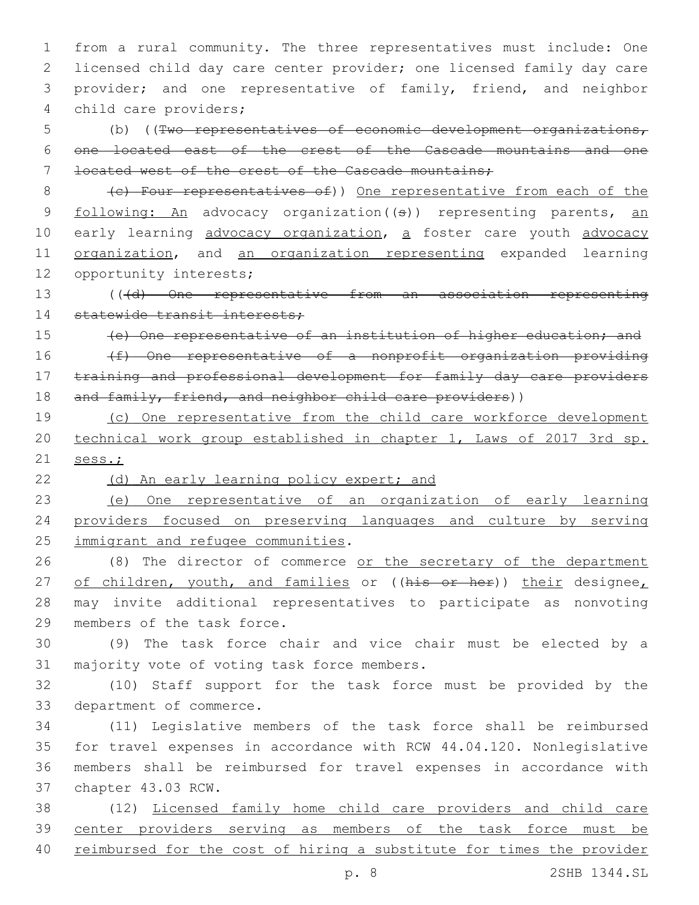from a rural community. The three representatives must include: One licensed child day care center provider; one licensed family day care provider; and one representative of family, friend, and neighbor child care providers;

(b) ((~~Two representatives of economic development organizations, one located east of the crest of the Cascade mountains and one located west of the crest of the Cascade mountains;~~

~~(c) Four representatives of~~)) <u>One representative from each of the following: An</u> advocacy organization((~~s~~)) representing parents, <u>an</u> early learning <u>advocacy organization</u>, <u>a</u> foster care youth <u>advocacy organization</u>, and <u>an organization representing</u> expanded learning opportunity interests;

((~~(d) One representative from an association representing statewide transit interests;~~

~~(e) One representative of an institution of higher education; and~~

~~(f) One representative of a nonprofit organization providing training and professional development for family day care providers and family, friend, and neighbor child care providers~~))

<u>(c) One representative from the child care workforce development technical work group established in chapter 1, Laws of 2017 3rd sp. sess.;</u>

<u>(d) An early learning policy expert; and</u>

<u>(e) One representative of an organization of early learning providers focused on preserving languages and culture by serving immigrant and refugee communities</u>.

(8) The director of commerce <u>or the secretary of the department of children, youth, and families</u> or ((~~his or her~~)) <u>their</u> designee<u>,</u> may invite additional representatives to participate as nonvoting members of the task force.

(9) The task force chair and vice chair must be elected by a majority vote of voting task force members.

(10) Staff support for the task force must be provided by the department of commerce.

(11) Legislative members of the task force shall be reimbursed for travel expenses in accordance with RCW 44.04.120. Nonlegislative members shall be reimbursed for travel expenses in accordance with chapter 43.03 RCW.

(12) <u>Licensed family home child care providers and child care center providers serving as members of the task force must be reimbursed for the cost of hiring a substitute for times the provider</u>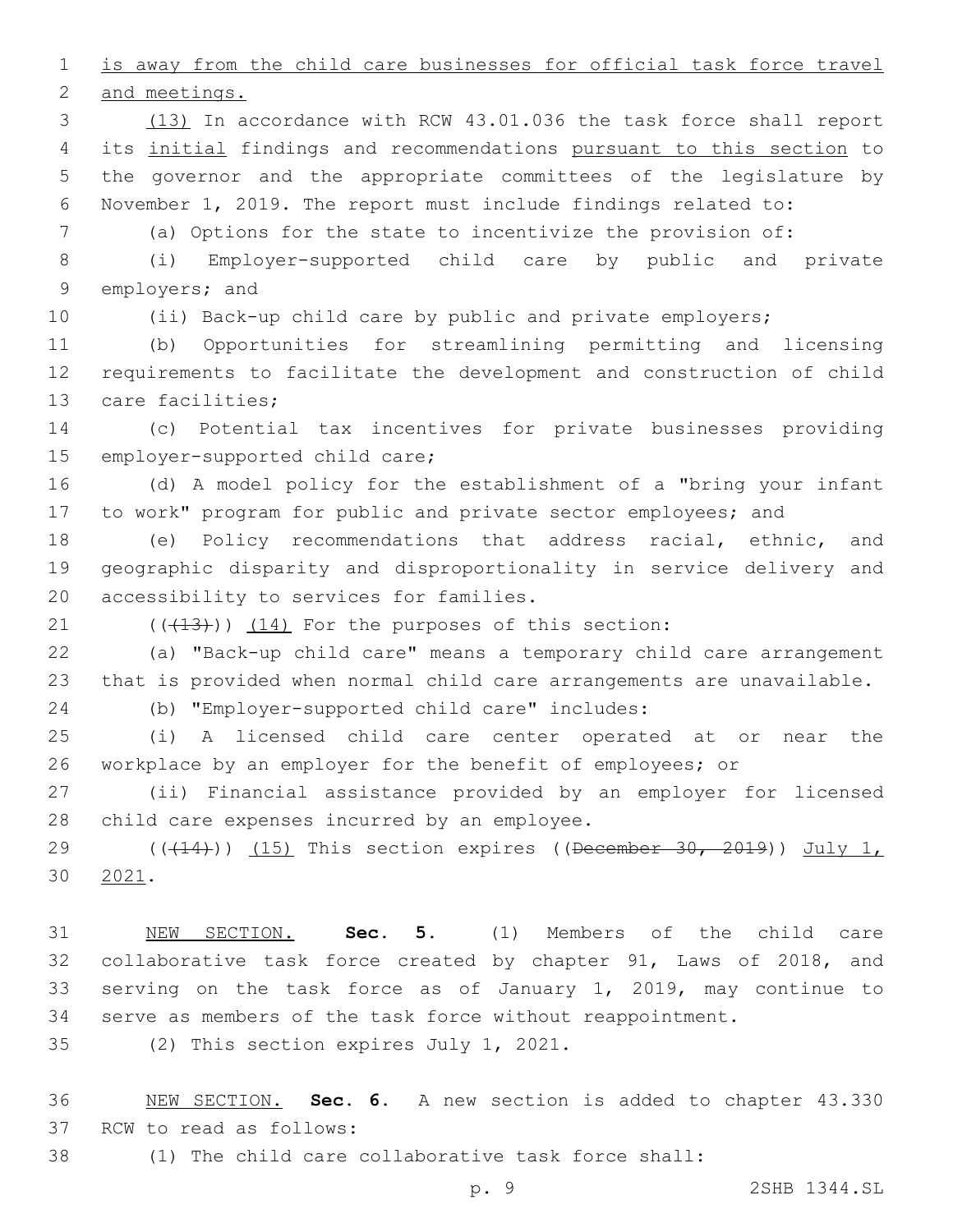is away from the child care businesses for official task force travel and meetings.

(13) In accordance with RCW 43.01.036 the task force shall report its initial findings and recommendations pursuant to this section to the governor and the appropriate committees of the legislature by November 1, 2019. The report must include findings related to:

(a) Options for the state to incentivize the provision of:

(i) Employer-supported child care by public and private employers; and

(ii) Back-up child care by public and private employers;

(b) Opportunities for streamlining permitting and licensing requirements to facilitate the development and construction of child care facilities;

(c) Potential tax incentives for private businesses providing employer-supported child care;

(d) A model policy for the establishment of a "bring your infant to work" program for public and private sector employees; and

(e) Policy recommendations that address racial, ethnic, and geographic disparity and disproportionality in service delivery and accessibility to services for families.

(((13))) (14) For the purposes of this section:

(a) "Back-up child care" means a temporary child care arrangement that is provided when normal child care arrangements are unavailable.

(b) "Employer-supported child care" includes:

(i) A licensed child care center operated at or near the workplace by an employer for the benefit of employees; or

(ii) Financial assistance provided by an employer for licensed child care expenses incurred by an employee.

(((14))) (15) This section expires ((~~December 30, 2019~~)) July 1, 2021.

NEW SECTION. **Sec. 5.** (1) Members of the child care collaborative task force created by chapter 91, Laws of 2018, and serving on the task force as of January 1, 2019, may continue to serve as members of the task force without reappointment.

(2) This section expires July 1, 2021.

NEW SECTION. **Sec. 6.** A new section is added to chapter 43.330 RCW to read as follows:

(1) The child care collaborative task force shall: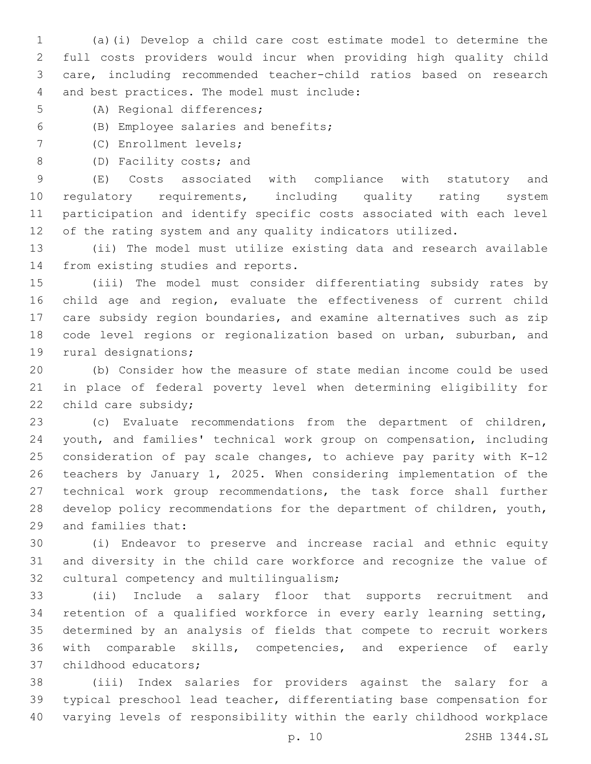(a)(i) Develop a child care cost estimate model to determine the full costs providers would incur when providing high quality child care, including recommended teacher-child ratios based on research and best practices. The model must include:

(A) Regional differences;

(B) Employee salaries and benefits;

(C) Enrollment levels;

(D) Facility costs; and

(E) Costs associated with compliance with statutory and regulatory requirements, including quality rating system participation and identify specific costs associated with each level of the rating system and any quality indicators utilized.

(ii) The model must utilize existing data and research available from existing studies and reports.

(iii) The model must consider differentiating subsidy rates by child age and region, evaluate the effectiveness of current child care subsidy region boundaries, and examine alternatives such as zip code level regions or regionalization based on urban, suburban, and rural designations;

(b) Consider how the measure of state median income could be used in place of federal poverty level when determining eligibility for child care subsidy;

(c) Evaluate recommendations from the department of children, youth, and families' technical work group on compensation, including consideration of pay scale changes, to achieve pay parity with K-12 teachers by January 1, 2025. When considering implementation of the technical work group recommendations, the task force shall further develop policy recommendations for the department of children, youth, and families that:

(i) Endeavor to preserve and increase racial and ethnic equity and diversity in the child care workforce and recognize the value of cultural competency and multilingualism;

(ii) Include a salary floor that supports recruitment and retention of a qualified workforce in every early learning setting, determined by an analysis of fields that compete to recruit workers with comparable skills, competencies, and experience of early childhood educators;

(iii) Index salaries for providers against the salary for a typical preschool lead teacher, differentiating base compensation for varying levels of responsibility within the early childhood workplace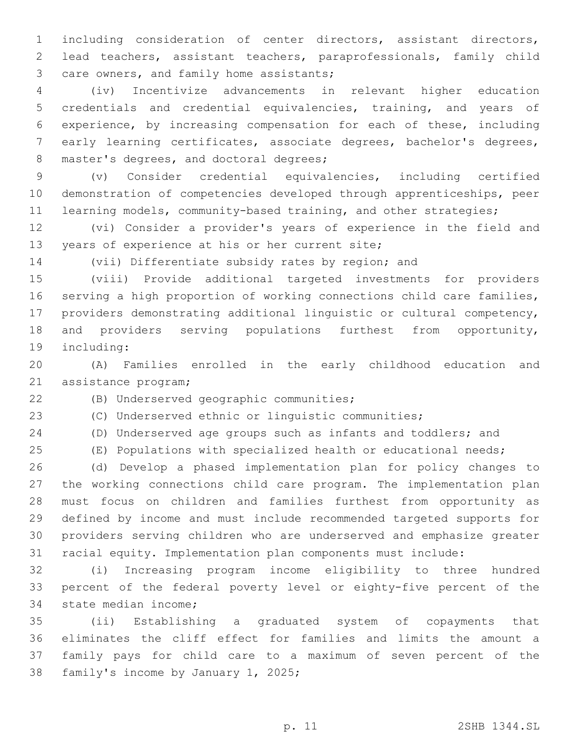including consideration of center directors, assistant directors, lead teachers, assistant teachers, paraprofessionals, family child care owners, and family home assistants;

(iv) Incentivize advancements in relevant higher education credentials and credential equivalencies, training, and years of experience, by increasing compensation for each of these, including early learning certificates, associate degrees, bachelor's degrees, master's degrees, and doctoral degrees;

(v) Consider credential equivalencies, including certified demonstration of competencies developed through apprenticeships, peer learning models, community-based training, and other strategies;

(vi) Consider a provider's years of experience in the field and years of experience at his or her current site;

(vii) Differentiate subsidy rates by region; and

(viii) Provide additional targeted investments for providers serving a high proportion of working connections child care families, providers demonstrating additional linguistic or cultural competency, and providers serving populations furthest from opportunity, including:

(A) Families enrolled in the early childhood education and assistance program;

(B) Underserved geographic communities;

(C) Underserved ethnic or linguistic communities;

(D) Underserved age groups such as infants and toddlers; and

(E) Populations with specialized health or educational needs;

(d) Develop a phased implementation plan for policy changes to the working connections child care program. The implementation plan must focus on children and families furthest from opportunity as defined by income and must include recommended targeted supports for providers serving children who are underserved and emphasize greater racial equity. Implementation plan components must include:

(i) Increasing program income eligibility to three hundred percent of the federal poverty level or eighty-five percent of the state median income;

(ii) Establishing a graduated system of copayments that eliminates the cliff effect for families and limits the amount a family pays for child care to a maximum of seven percent of the family's income by January 1, 2025;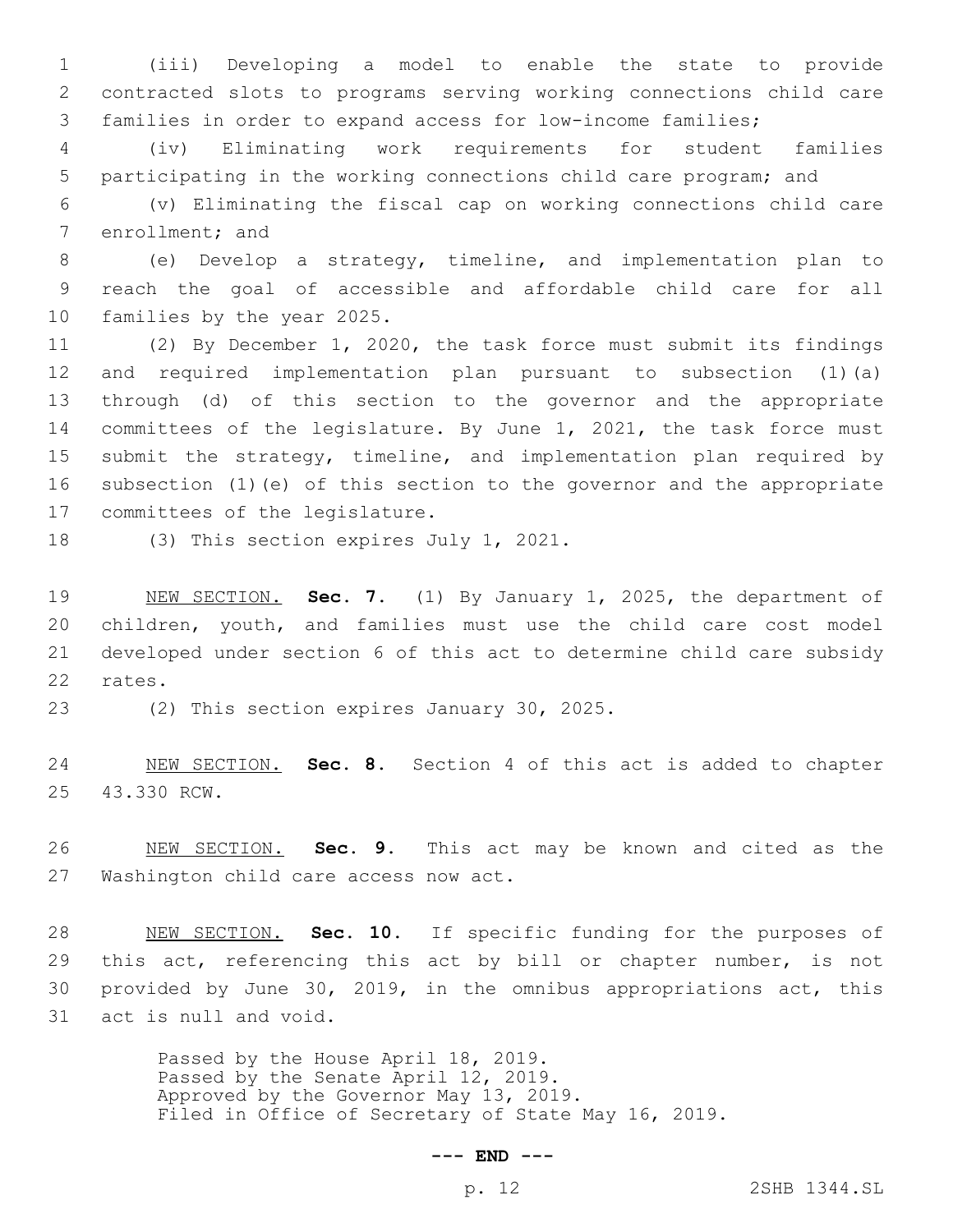(iii) Developing a model to enable the state to provide contracted slots to programs serving working connections child care families in order to expand access for low-income families;

(iv) Eliminating work requirements for student families participating in the working connections child care program; and

(v) Eliminating the fiscal cap on working connections child care enrollment; and

(e) Develop a strategy, timeline, and implementation plan to reach the goal of accessible and affordable child care for all families by the year 2025.

(2) By December 1, 2020, the task force must submit its findings and required implementation plan pursuant to subsection (1)(a) through (d) of this section to the governor and the appropriate committees of the legislature. By June 1, 2021, the task force must submit the strategy, timeline, and implementation plan required by subsection (1)(e) of this section to the governor and the appropriate committees of the legislature.

(3) This section expires July 1, 2021.

NEW SECTION. **Sec. 7.** (1) By January 1, 2025, the department of children, youth, and families must use the child care cost model developed under section 6 of this act to determine child care subsidy rates.

(2) This section expires January 30, 2025.

NEW SECTION. **Sec. 8.** Section 4 of this act is added to chapter 43.330 RCW.

NEW SECTION. **Sec. 9.** This act may be known and cited as the Washington child care access now act.

NEW SECTION. **Sec. 10.** If specific funding for the purposes of this act, referencing this act by bill or chapter number, is not provided by June 30, 2019, in the omnibus appropriations act, this act is null and void.

Passed by the House April 18, 2019.
Passed by the Senate April 12, 2019.
Approved by the Governor May 13, 2019.
Filed in Office of Secretary of State May 16, 2019.

**--- END ---**